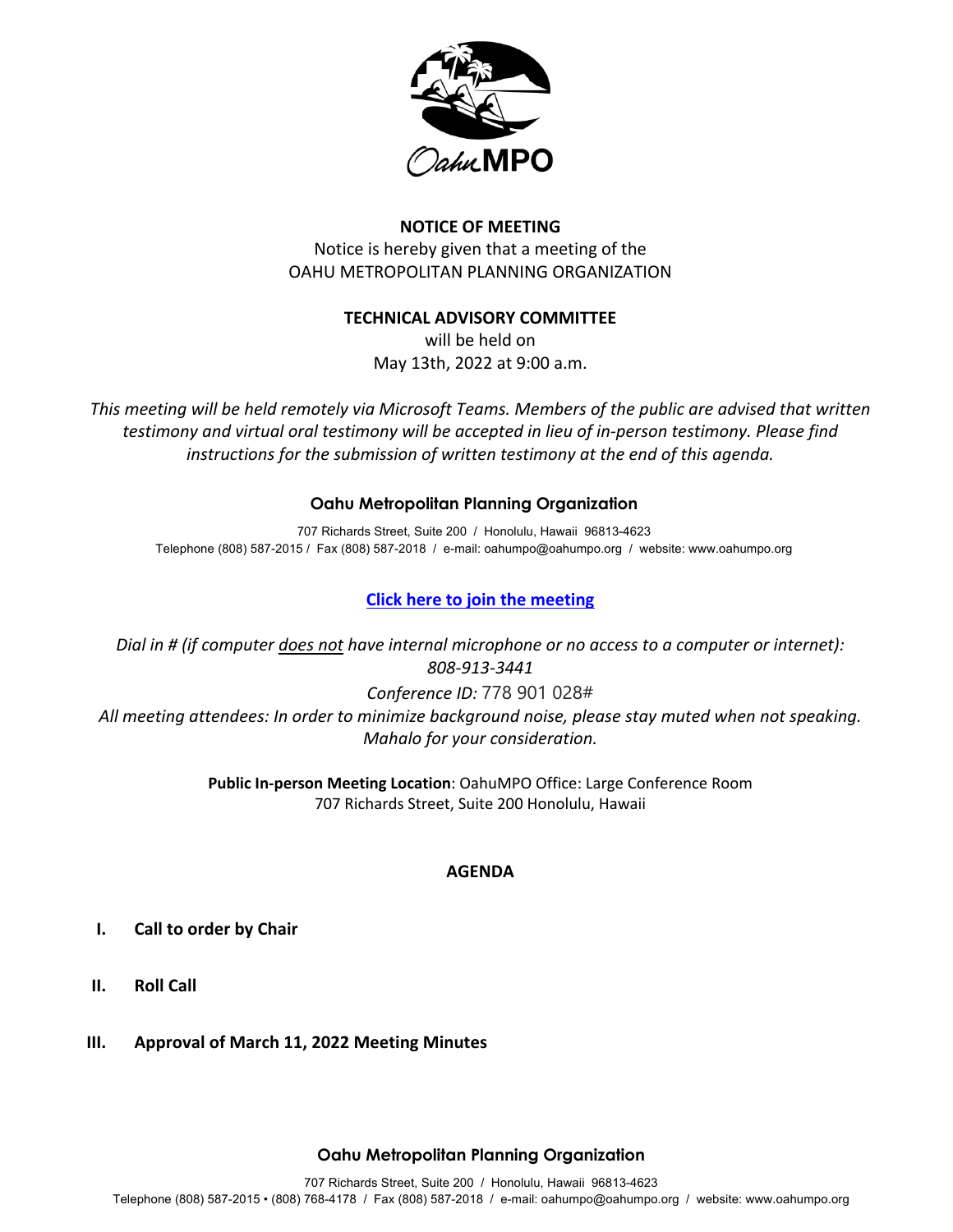OahuMPO

**NOTICE OF MEETING**

Notice is hereby given that a meeting of the
OAHU METROPOLITAN PLANNING ORGANIZATION

**TECHNICAL ADVISORY COMMITTEE**

will be held on
May 13th, 2022 at 9:00 a.m.

*This meeting will be held remotely via Microsoft Teams. Members of the public are advised that written testimony and virtual oral testimony will be accepted in lieu of in-person testimony. Please find instructions for the submission of written testimony at the end of this agenda.*

**Oahu Metropolitan Planning Organization**

707 Richards Street, Suite 200 / Honolulu, Hawaii 96813-4623
Telephone (808) 587-2015 / Fax (808) 587-2018 / e-mail: oahumpo@oahumpo.org / website: www.oahumpo.org

**Click here to join the meeting**

*Dial in # (if computer does not have internal microphone or no access to a computer or internet): 808-913-3441*

*Conference ID:* 778 901 028#

*All meeting attendees: In order to minimize background noise, please stay muted when not speaking. Mahalo for your consideration.*

**Public In-person Meeting Location**: OahuMPO Office: Large Conference Room
707 Richards Street, Suite 200 Honolulu, Hawaii

## AGENDA

**I. Call to order by Chair**

**II. Roll Call**

**III. Approval of March 11, 2022 Meeting Minutes**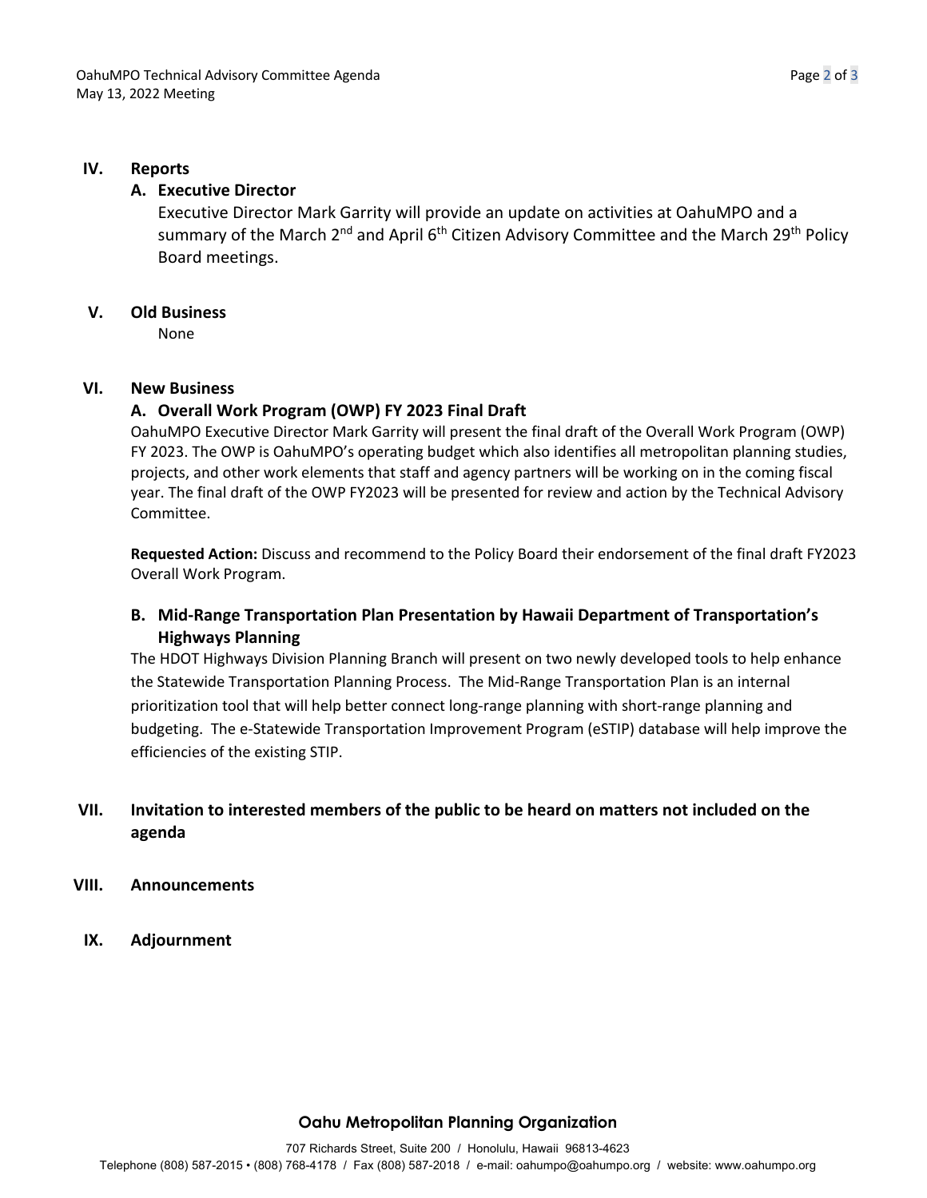## IV. Reports

### A. Executive Director

Executive Director Mark Garrity will provide an update on activities at OahuMPO and a summary of the March 2nd and April 6th Citizen Advisory Committee and the March 29th Policy Board meetings.

## V. Old Business

None

## VI. New Business

### A. Overall Work Program (OWP) FY 2023 Final Draft

OahuMPO Executive Director Mark Garrity will present the final draft of the Overall Work Program (OWP) FY 2023. The OWP is OahuMPO's operating budget which also identifies all metropolitan planning studies, projects, and other work elements that staff and agency partners will be working on in the coming fiscal year. The final draft of the OWP FY2023 will be presented for review and action by the Technical Advisory Committee.

**Requested Action:** Discuss and recommend to the Policy Board their endorsement of the final draft FY2023 Overall Work Program.

### B. Mid-Range Transportation Plan Presentation by Hawaii Department of Transportation's Highways Planning

The HDOT Highways Division Planning Branch will present on two newly developed tools to help enhance the Statewide Transportation Planning Process. The Mid-Range Transportation Plan is an internal prioritization tool that will help better connect long-range planning with short-range planning and budgeting. The e-Statewide Transportation Improvement Program (eSTIP) database will help improve the efficiencies of the existing STIP.

## VII. Invitation to interested members of the public to be heard on matters not included on the agenda

## VIII. Announcements

## IX. Adjournment

**Oahu Metropolitan Planning Organization**

707 Richards Street, Suite 200 / Honolulu, Hawaii 96813-4623

Telephone (808) 587-2015 • (808) 768-4178 / Fax (808) 587-2018 / e-mail: oahumpo@oahumpo.org / website: www.oahumpo.org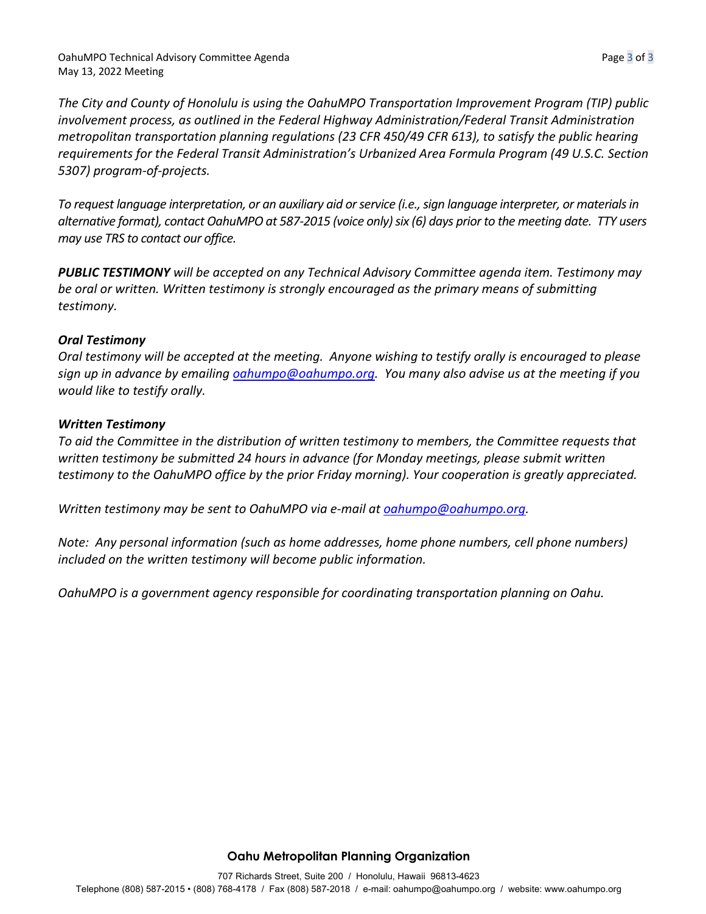*The City and County of Honolulu is using the OahuMPO Transportation Improvement Program (TIP) public involvement process, as outlined in the Federal Highway Administration/Federal Transit Administration metropolitan transportation planning regulations (23 CFR 450/49 CFR 613), to satisfy the public hearing requirements for the Federal Transit Administration's Urbanized Area Formula Program (49 U.S.C. Section 5307) program-of-projects.*

*To request language interpretation, or an auxiliary aid or service (i.e., sign language interpreter, or materials in alternative format), contact OahuMPO at 587-2015 (voice only) six (6) days prior to the meeting date. TTY users may use TRS to contact our office.*

***PUBLIC TESTIMONY** will be accepted on any Technical Advisory Committee agenda item. Testimony may be oral or written. Written testimony is strongly encouraged as the primary means of submitting testimony.*

***Oral Testimony***

*Oral testimony will be accepted at the meeting. Anyone wishing to testify orally is encouraged to please sign up in advance by emailing oahumpo@oahumpo.org. You many also advise us at the meeting if you would like to testify orally.*

***Written Testimony***

*To aid the Committee in the distribution of written testimony to members, the Committee requests that written testimony be submitted 24 hours in advance (for Monday meetings, please submit written testimony to the OahuMPO office by the prior Friday morning). Your cooperation is greatly appreciated.*

*Written testimony may be sent to OahuMPO via e-mail at oahumpo@oahumpo.org.*

*Note: Any personal information (such as home addresses, home phone numbers, cell phone numbers) included on the written testimony will become public information.*

*OahuMPO is a government agency responsible for coordinating transportation planning on Oahu.*

**Oahu Metropolitan Planning Organization**

707 Richards Street, Suite 200 / Honolulu, Hawaii 96813-4623

Telephone (808) 587-2015 • (808) 768-4178 / Fax (808) 587-2018 / e-mail: oahumpo@oahumpo.org / website: www.oahumpo.org